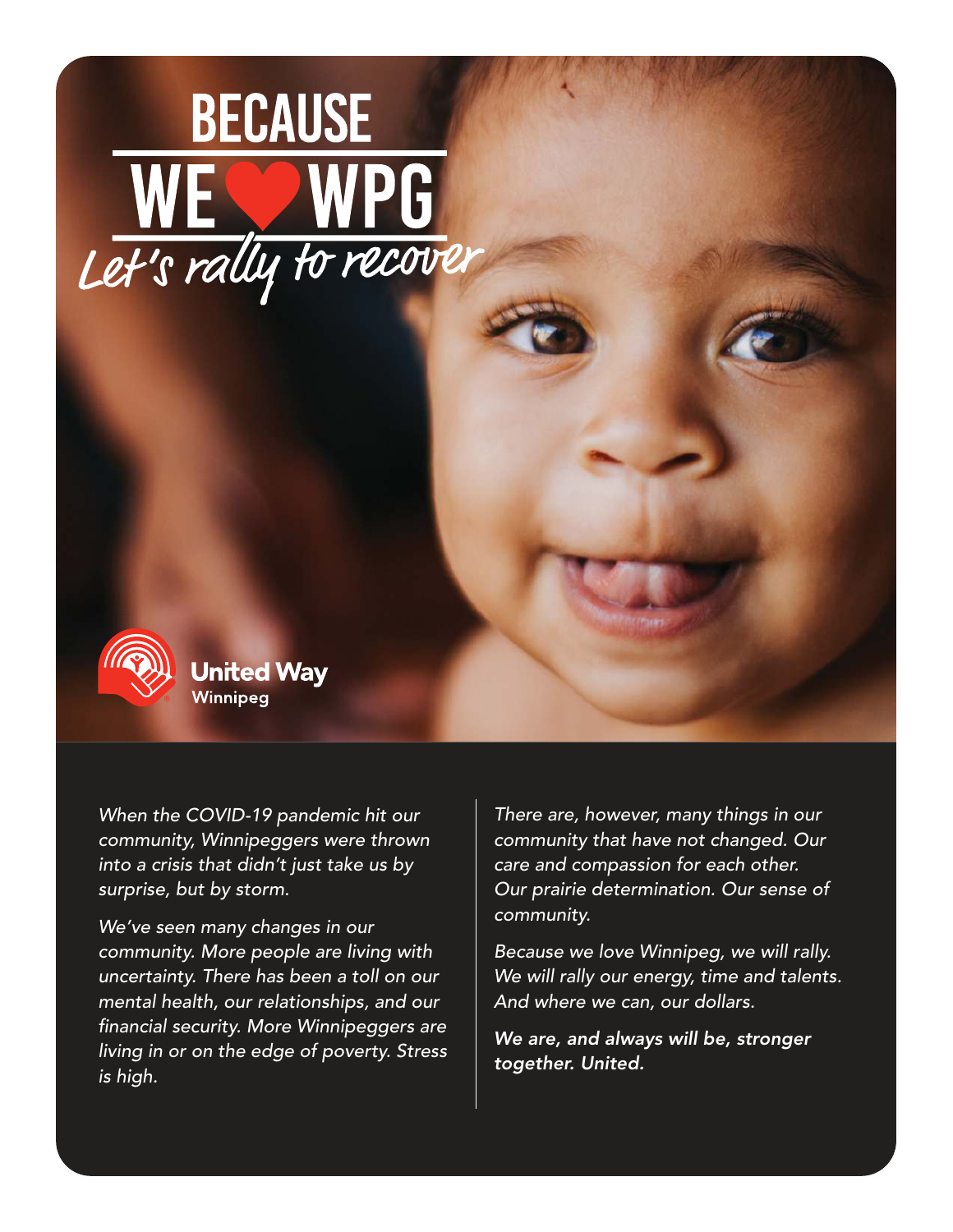# BECAUSE WE ❤ WPG

## Let's rally to recover

United Way Winnipeg

*When the COVID-19 pandemic hit our community, Winnipeggers were thrown into a crisis that didn't just take us by surprise, but by storm.*

*We've seen many changes in our community. More people are living with uncertainty. There has been a toll on our mental health, our relationships, and our financial security. More Winnipeggers are living in or on the edge of poverty. Stress is high.*

*There are, however, many things in our community that have not changed. Our care and compassion for each other. Our prairie determination. Our sense of community.*

*Because we love Winnipeg, we will rally. We will rally our energy, time and talents. And where we can, our dollars.*

***We are, and always will be, stronger together. United.***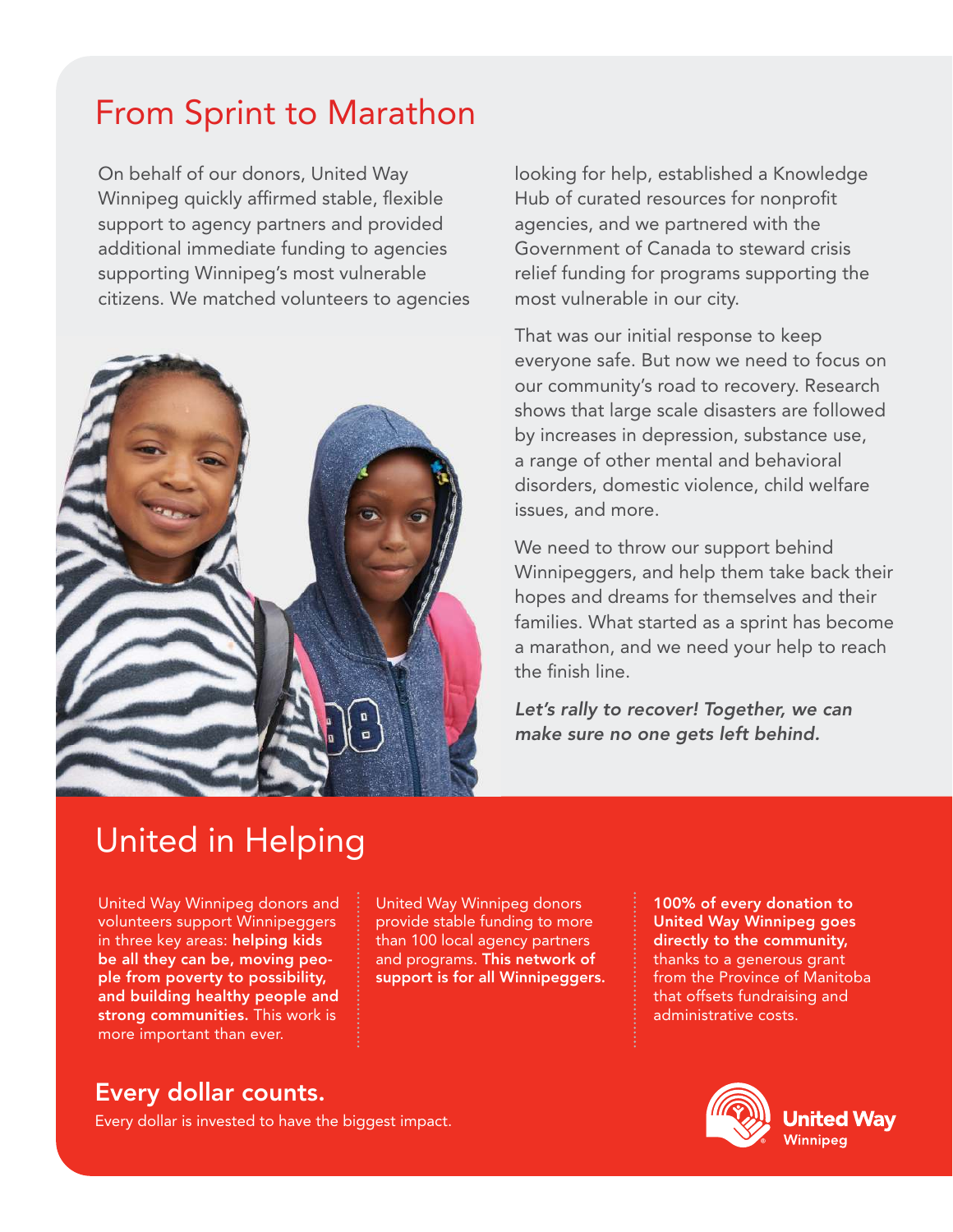# From Sprint to Marathon

On behalf of our donors, United Way Winnipeg quickly affirmed stable, flexible support to agency partners and provided additional immediate funding to agencies supporting Winnipeg's most vulnerable citizens. We matched volunteers to agencies looking for help, established a Knowledge Hub of curated resources for nonprofit agencies, and we partnered with the Government of Canada to steward crisis relief funding for programs supporting the most vulnerable in our city.

That was our initial response to keep everyone safe. But now we need to focus on our community's road to recovery. Research shows that large scale disasters are followed by increases in depression, substance use, a range of other mental and behavioral disorders, domestic violence, child welfare issues, and more.

We need to throw our support behind Winnipeggers, and help them take back their hopes and dreams for themselves and their families. What started as a sprint has become a marathon, and we need your help to reach the finish line.

***Let's rally to recover! Together, we can make sure no one gets left behind.***

# United in Helping

United Way Winnipeg donors and volunteers support Winnipeggers in three key areas: **helping kids be all they can be, moving people from poverty to possibility, and building healthy people and strong communities.** This work is more important than ever.

United Way Winnipeg donors provide stable funding to more than 100 local agency partners and programs. **This network of support is for all Winnipeggers.**

**100% of every donation to United Way Winnipeg goes directly to the community,** thanks to a generous grant from the Province of Manitoba that offsets fundraising and administrative costs.

## Every dollar counts.

Every dollar is invested to have the biggest impact.

United Way Winnipeg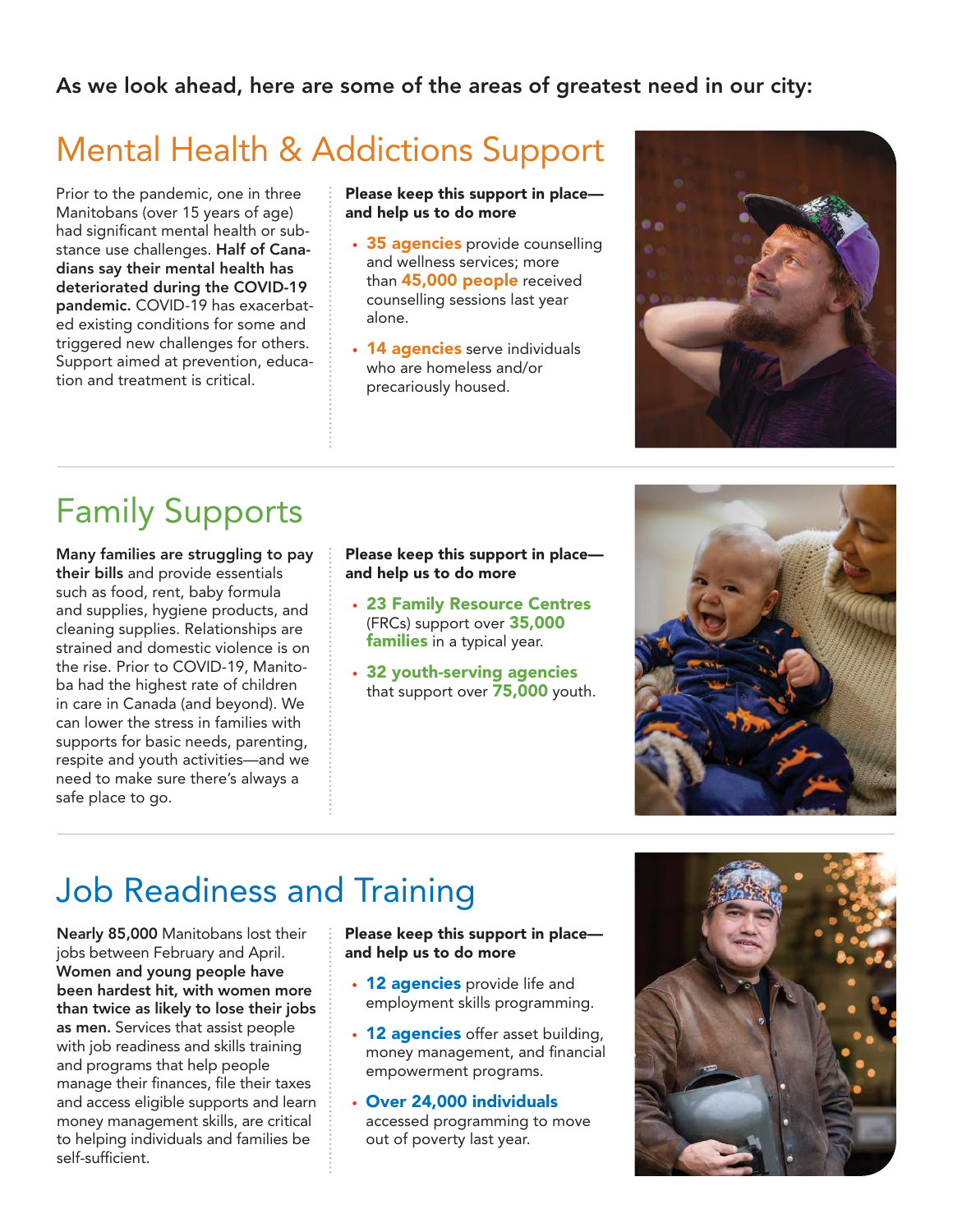**As we look ahead, here are some of the areas of greatest need in our city:**

## Mental Health & Addictions Support

Prior to the pandemic, one in three Manitobans (over 15 years of age) had significant mental health or substance use challenges. **Half of Canadians say their mental health has deteriorated during the COVID-19 pandemic.** COVID-19 has exacerbated existing conditions for some and triggered new challenges for others. Support aimed at prevention, education and treatment is critical.

**Please keep this support in place—and help us to do more**

- **35 agencies** provide counselling and wellness services; more than **45,000 people** received counselling sessions last year alone.
- **14 agencies** serve individuals who are homeless and/or precariously housed.

## Family Supports

**Many families are struggling to pay their bills** and provide essentials such as food, rent, baby formula and supplies, hygiene products, and cleaning supplies. Relationships are strained and domestic violence is on the rise. Prior to COVID-19, Manitoba had the highest rate of children in care in Canada (and beyond). We can lower the stress in families with supports for basic needs, parenting, respite and youth activities—and we need to make sure there's always a safe place to go.

**Please keep this support in place—and help us to do more**

- **23 Family Resource Centres** (FRCs) support over **35,000 families** in a typical year.
- **32 youth-serving agencies** that support over **75,000** youth.

## Job Readiness and Training

**Nearly 85,000** Manitobans lost their jobs between February and April. **Women and young people have been hardest hit, with women more than twice as likely to lose their jobs as men.** Services that assist people with job readiness and skills training and programs that help people manage their finances, file their taxes and access eligible supports and learn money management skills, are critical to helping individuals and families be self-sufficient.

**Please keep this support in place—and help us to do more**

- **12 agencies** provide life and employment skills programming.
- **12 agencies** offer asset building, money management, and financial empowerment programs.
- **Over 24,000 individuals** accessed programming to move out of poverty last year.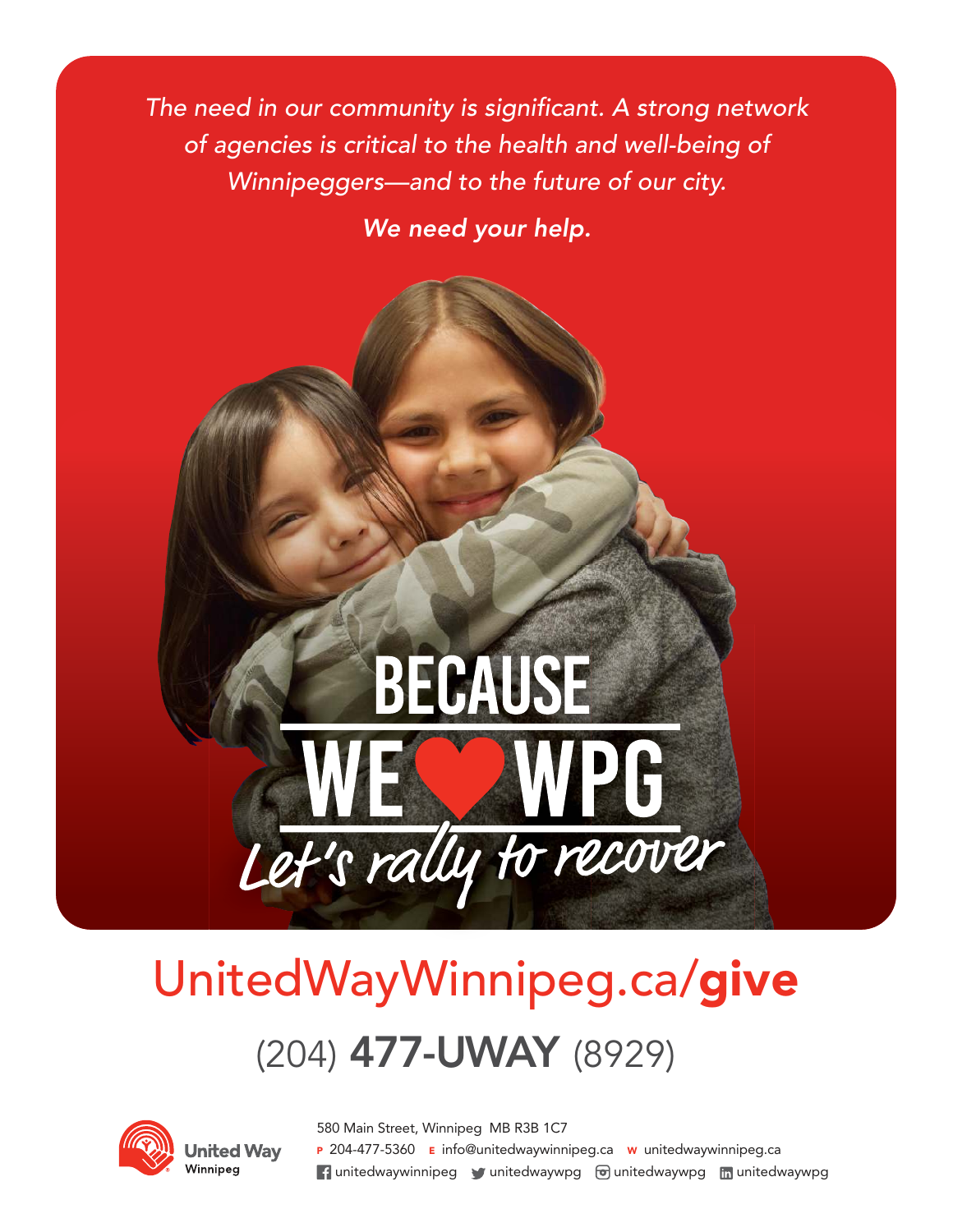*The need in our community is significant. A strong network of agencies is critical to the health and well-being of Winnipeggers—and to the future of our city.*

***We need your help.***

# BECAUSE WE ❤ WPG

*Let's rally to recover*

## UnitedWayWinnipeg.ca/**give**

## (204) **477-UWAY** (8929)

United Way Winnipeg

580 Main Street, Winnipeg MB R3B 1C7

P 204-477-5360 E info@unitedwaywinnipeg.ca W unitedwaywinnipeg.ca

unitedwaywinnipeg unitedwaywpg unitedwaywpg unitedwaywpg